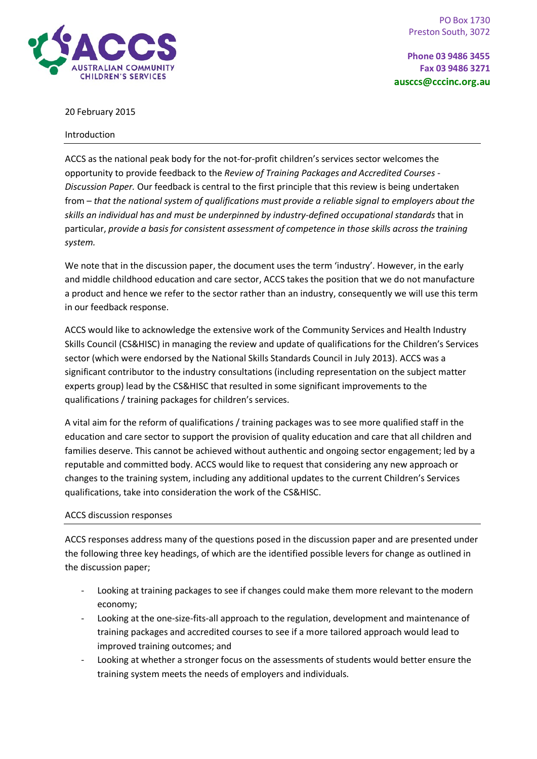PO Box 1730
Preston South, 3072

**Phone 03 9486 3455**
**Fax 03 9486 3271**
**ausccs@cccinc.org.au**

20 February 2015

## Introduction

ACCS as the national peak body for the not-for-profit children's services sector welcomes the opportunity to provide feedback to the *Review of Training Packages and Accredited Courses - Discussion Paper.* Our feedback is central to the first principle that this review is being undertaken from – *that the national system of qualifications must provide a reliable signal to employers about the skills an individual has and must be underpinned by industry-defined occupational standards* that in particular, *provide a basis for consistent assessment of competence in those skills across the training system.*

We note that in the discussion paper, the document uses the term 'industry'. However, in the early and middle childhood education and care sector, ACCS takes the position that we do not manufacture a product and hence we refer to the sector rather than an industry, consequently we will use this term in our feedback response.

ACCS would like to acknowledge the extensive work of the Community Services and Health Industry Skills Council (CS&HISC) in managing the review and update of qualifications for the Children's Services sector (which were endorsed by the National Skills Standards Council in July 2013). ACCS was a significant contributor to the industry consultations (including representation on the subject matter experts group) lead by the CS&HISC that resulted in some significant improvements to the qualifications / training packages for children's services.

A vital aim for the reform of qualifications / training packages was to see more qualified staff in the education and care sector to support the provision of quality education and care that all children and families deserve. This cannot be achieved without authentic and ongoing sector engagement; led by a reputable and committed body. ACCS would like to request that considering any new approach or changes to the training system, including any additional updates to the current Children's Services qualifications, take into consideration the work of the CS&HISC.

## ACCS discussion responses

ACCS responses address many of the questions posed in the discussion paper and are presented under the following three key headings, of which are the identified possible levers for change as outlined in the discussion paper;

- Looking at training packages to see if changes could make them more relevant to the modern economy;
- Looking at the one-size-fits-all approach to the regulation, development and maintenance of training packages and accredited courses to see if a more tailored approach would lead to improved training outcomes; and
- Looking at whether a stronger focus on the assessments of students would better ensure the training system meets the needs of employers and individuals.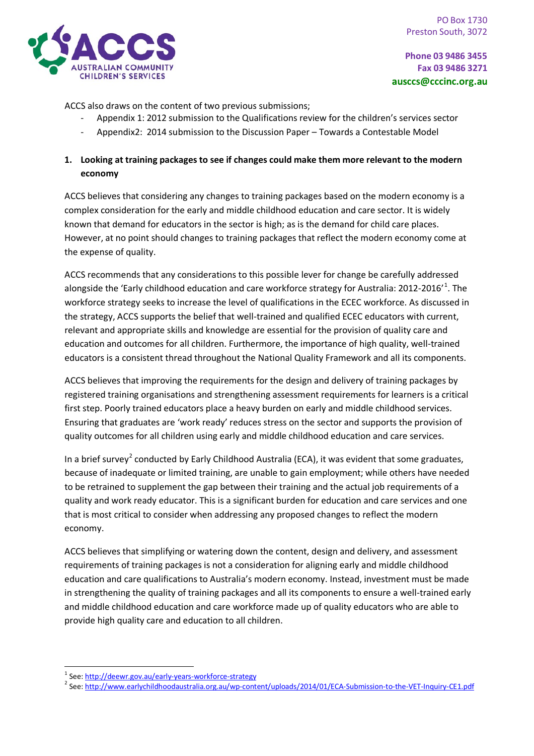ACCS also draws on the content of two previous submissions;

- Appendix 1: 2012 submission to the Qualifications review for the children's services sector
- Appendix2: 2014 submission to the Discussion Paper – Towards a Contestable Model

**1. Looking at training packages to see if changes could make them more relevant to the modern economy**

ACCS believes that considering any changes to training packages based on the modern economy is a complex consideration for the early and middle childhood education and care sector. It is widely known that demand for educators in the sector is high; as is the demand for child care places. However, at no point should changes to training packages that reflect the modern economy come at the expense of quality.

ACCS recommends that any considerations to this possible lever for change be carefully addressed alongside the 'Early childhood education and care workforce strategy for Australia: 2012-2016'[1]. The workforce strategy seeks to increase the level of qualifications in the ECEC workforce. As discussed in the strategy, ACCS supports the belief that well-trained and qualified ECEC educators with current, relevant and appropriate skills and knowledge are essential for the provision of quality care and education and outcomes for all children. Furthermore, the importance of high quality, well-trained educators is a consistent thread throughout the National Quality Framework and all its components.

ACCS believes that improving the requirements for the design and delivery of training packages by registered training organisations and strengthening assessment requirements for learners is a critical first step. Poorly trained educators place a heavy burden on early and middle childhood services. Ensuring that graduates are 'work ready' reduces stress on the sector and supports the provision of quality outcomes for all children using early and middle childhood education and care services.

In a brief survey[2] conducted by Early Childhood Australia (ECA), it was evident that some graduates, because of inadequate or limited training, are unable to gain employment; while others have needed to be retrained to supplement the gap between their training and the actual job requirements of a quality and work ready educator. This is a significant burden for education and care services and one that is most critical to consider when addressing any proposed changes to reflect the modern economy.

ACCS believes that simplifying or watering down the content, design and delivery, and assessment requirements of training packages is not a consideration for aligning early and middle childhood education and care qualifications to Australia's modern economy. Instead, investment must be made in strengthening the quality of training packages and all its components to ensure a well-trained early and middle childhood education and care workforce made up of quality educators who are able to provide high quality care and education to all children.

---

[1] See: http://deewr.gov.au/early-years-workforce-strategy

[2] See: http://www.earlychildhoodaustralia.org.au/wp-content/uploads/2014/01/ECA-Submission-to-the-VET-Inquiry-CE1.pdf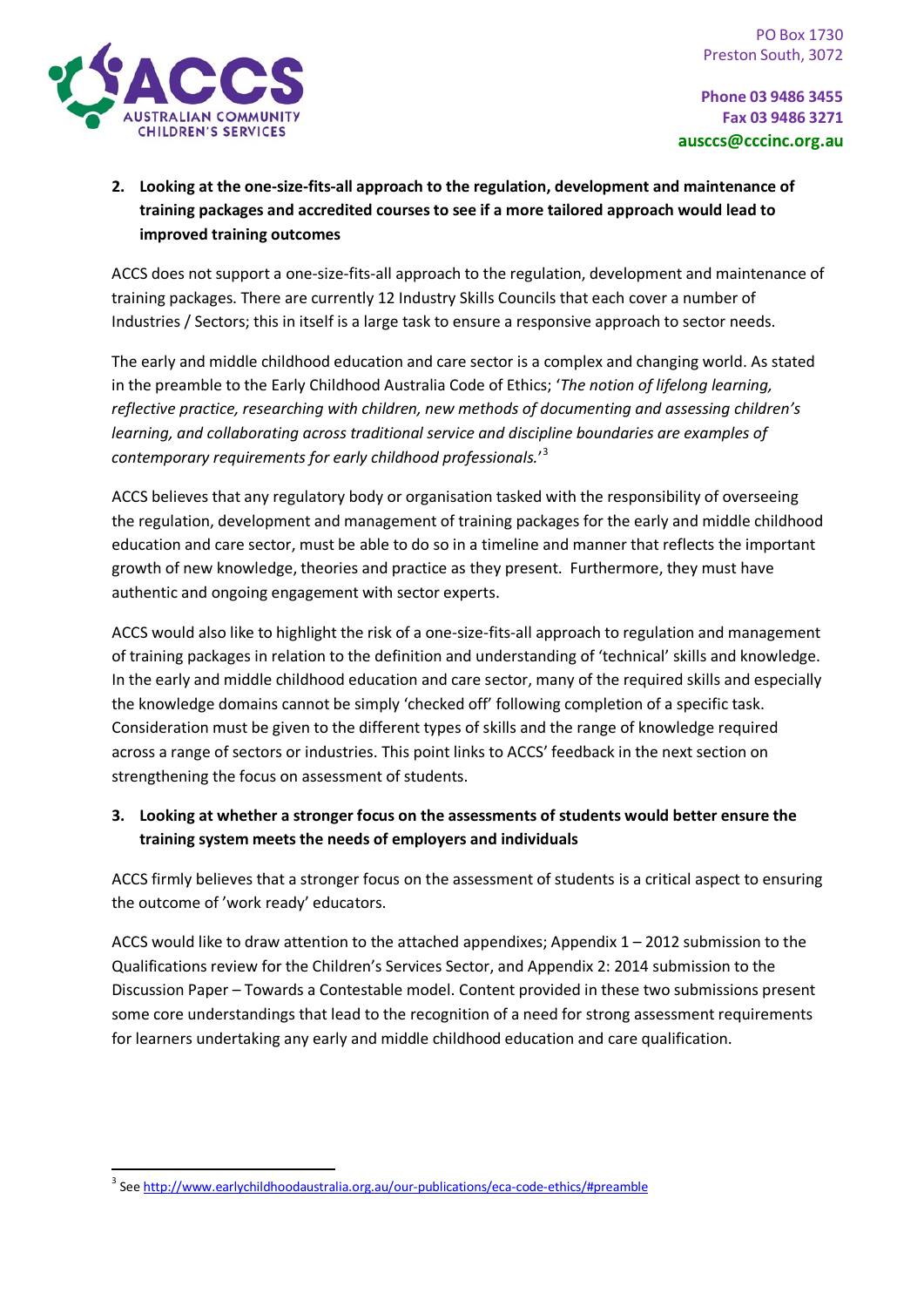2. **Looking at the one-size-fits-all approach to the regulation, development and maintenance of training packages and accredited courses to see if a more tailored approach would lead to improved training outcomes**

ACCS does not support a one-size-fits-all approach to the regulation, development and maintenance of training packages. There are currently 12 Industry Skills Councils that each cover a number of Industries / Sectors; this in itself is a large task to ensure a responsive approach to sector needs.

The early and middle childhood education and care sector is a complex and changing world. As stated in the preamble to the Early Childhood Australia Code of Ethics; '*The notion of lifelong learning, reflective practice, researching with children, new methods of documenting and assessing children's learning, and collaborating across traditional service and discipline boundaries are examples of contemporary requirements for early childhood professionals.*'[3]

ACCS believes that any regulatory body or organisation tasked with the responsibility of overseeing the regulation, development and management of training packages for the early and middle childhood education and care sector, must be able to do so in a timeline and manner that reflects the important growth of new knowledge, theories and practice as they present. Furthermore, they must have authentic and ongoing engagement with sector experts.

ACCS would also like to highlight the risk of a one-size-fits-all approach to regulation and management of training packages in relation to the definition and understanding of 'technical' skills and knowledge. In the early and middle childhood education and care sector, many of the required skills and especially the knowledge domains cannot be simply 'checked off' following completion of a specific task. Consideration must be given to the different types of skills and the range of knowledge required across a range of sectors or industries. This point links to ACCS' feedback in the next section on strengthening the focus on assessment of students.

3. **Looking at whether a stronger focus on the assessments of students would better ensure the training system meets the needs of employers and individuals**

ACCS firmly believes that a stronger focus on the assessment of students is a critical aspect to ensuring the outcome of 'work ready' educators.

ACCS would like to draw attention to the attached appendixes; Appendix 1 – 2012 submission to the Qualifications review for the Children's Services Sector, and Appendix 2: 2014 submission to the Discussion Paper – Towards a Contestable model. Content provided in these two submissions present some core understandings that lead to the recognition of a need for strong assessment requirements for learners undertaking any early and middle childhood education and care qualification.

[3] See http://www.earlychildhoodaustralia.org.au/our-publications/eca-code-ethics/#preamble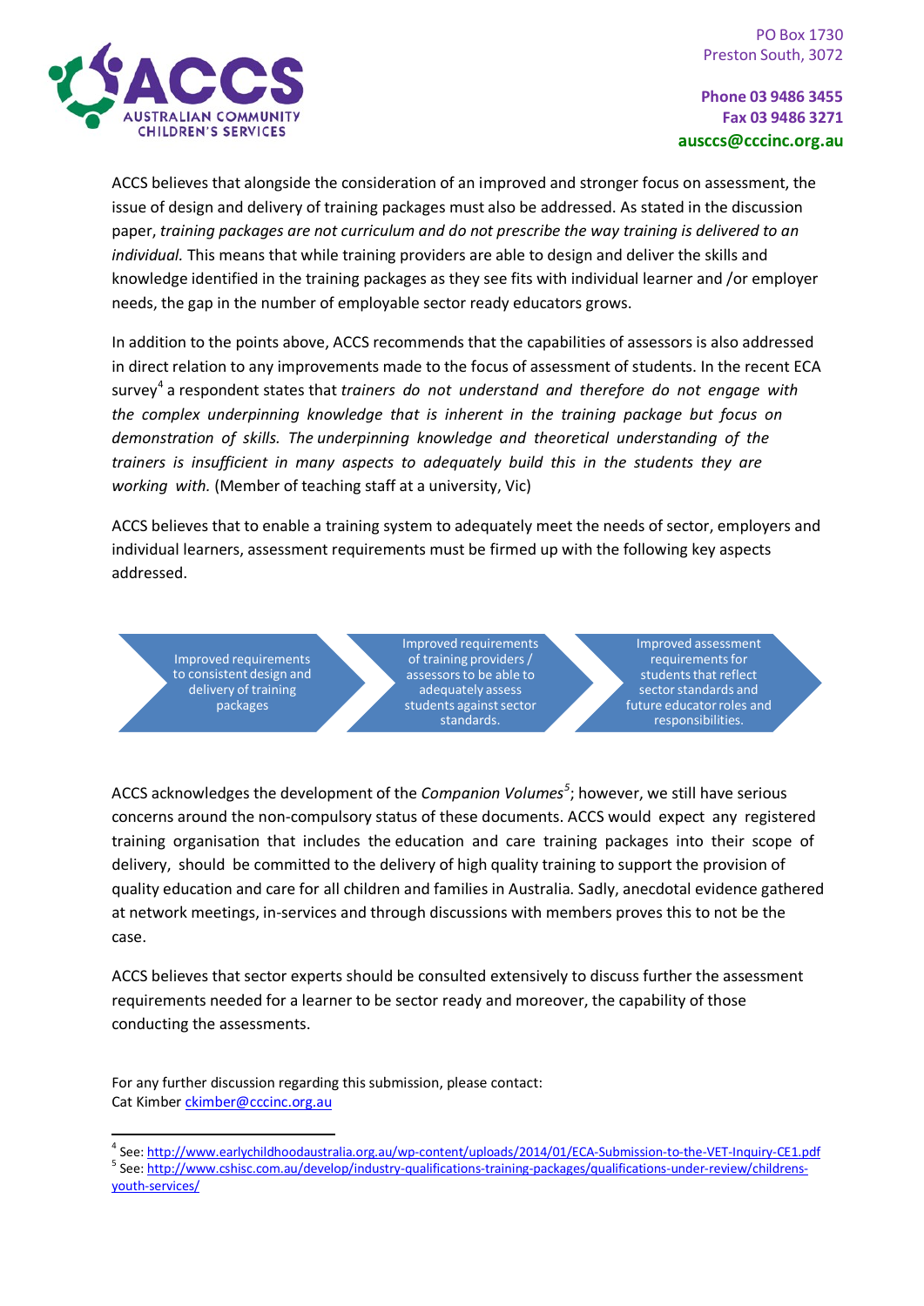ACCS believes that alongside the consideration of an improved and stronger focus on assessment, the issue of design and delivery of training packages must also be addressed. As stated in the discussion paper, *training packages are not curriculum and do not prescribe the way training is delivered to an individual.* This means that while training providers are able to design and deliver the skills and knowledge identified in the training packages as they see fits with individual learner and /or employer needs, the gap in the number of employable sector ready educators grows.

In addition to the points above, ACCS recommends that the capabilities of assessors is also addressed in direct relation to any improvements made to the focus of assessment of students. In the recent ECA survey[4] a respondent states that *trainers do not understand and therefore do not engage with the complex underpinning knowledge that is inherent in the training package but focus on demonstration of skills. The underpinning knowledge and theoretical understanding of the trainers is insufficient in many aspects to adequately build this in the students they are working with.* (Member of teaching staff at a university, Vic)

ACCS believes that to enable a training system to adequately meet the needs of sector, employers and individual learners, assessment requirements must be firmed up with the following key aspects addressed.

- Improved requirements to consistent design and delivery of training packages
- Improved requirements of training providers / assessors to be able to adequately assess students against sector standards.
- Improved assessment requirements for students that reflect sector standards and future educator roles and responsibilities.

ACCS acknowledges the development of the *Companion Volumes*[5]; however, we still have serious concerns around the non-compulsory status of these documents. ACCS would expect any registered training organisation that includes the education and care training packages into their scope of delivery, should be committed to the delivery of high quality training to support the provision of quality education and care for all children and families in Australia. Sadly, anecdotal evidence gathered at network meetings, in-services and through discussions with members proves this to not be the case.

ACCS believes that sector experts should be consulted extensively to discuss further the assessment requirements needed for a learner to be sector ready and moreover, the capability of those conducting the assessments.

For any further discussion regarding this submission, please contact:
Cat Kimber ckimber@cccinc.org.au

---

[4] See: http://www.earlychildhoodaustralia.org.au/wp-content/uploads/2014/01/ECA-Submission-to-the-VET-Inquiry-CE1.pdf

[5] See: http://www.cshisc.com.au/develop/industry-qualifications-training-packages/qualifications-under-review/childrens-youth-services/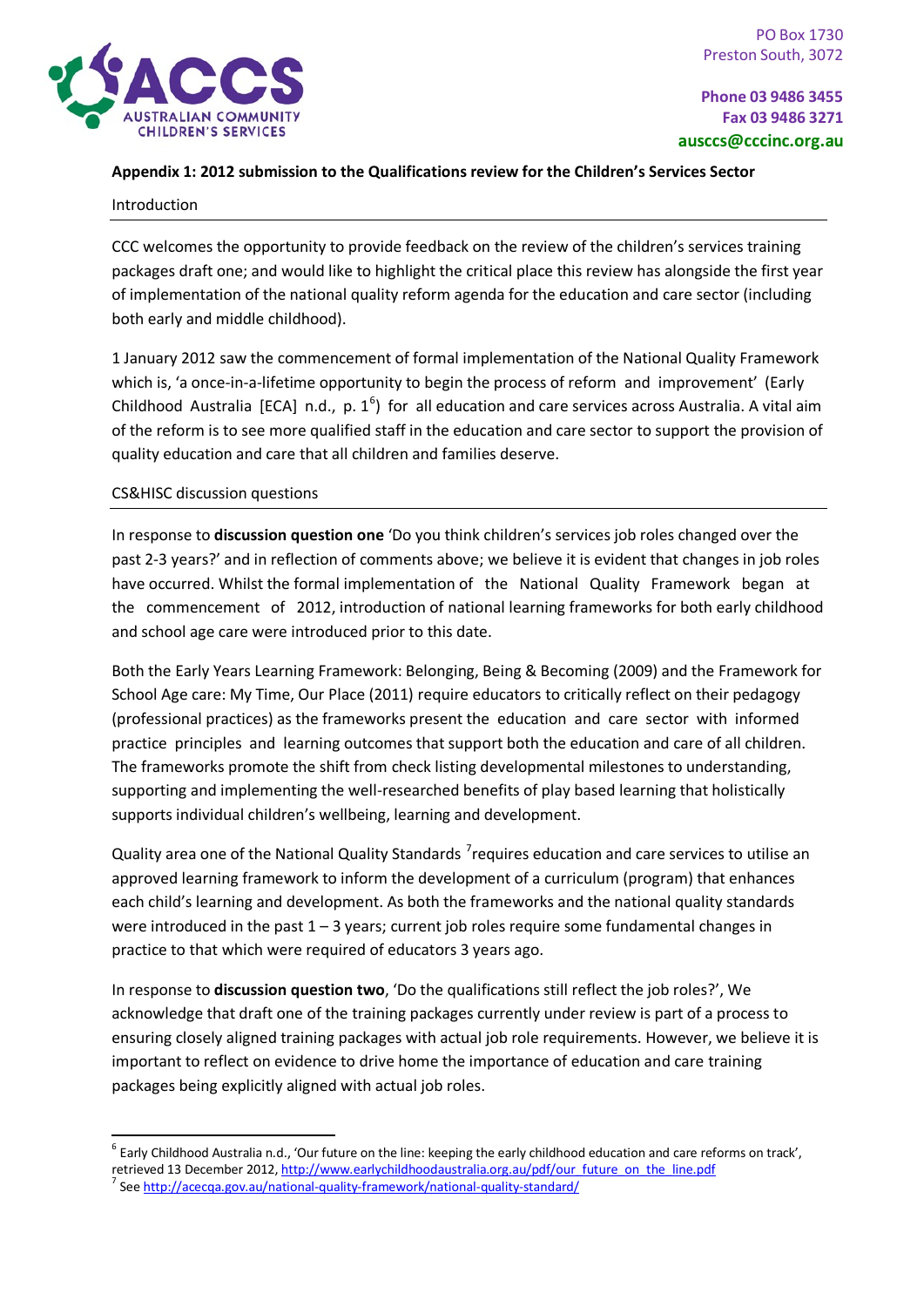**Appendix 1: 2012 submission to the Qualifications review for the Children's Services Sector**

Introduction

CCC welcomes the opportunity to provide feedback on the review of the children's services training packages draft one; and would like to highlight the critical place this review has alongside the first year of implementation of the national quality reform agenda for the education and care sector (including both early and middle childhood).

1 January 2012 saw the commencement of formal implementation of the National Quality Framework which is, 'a once-in-a-lifetime opportunity to begin the process of reform and improvement' (Early Childhood Australia [ECA] n.d., p. 1[6]) for all education and care services across Australia. A vital aim of the reform is to see more qualified staff in the education and care sector to support the provision of quality education and care that all children and families deserve.

CS&HISC discussion questions

In response to **discussion question one** 'Do you think children's services job roles changed over the past 2-3 years?' and in reflection of comments above; we believe it is evident that changes in job roles have occurred. Whilst the formal implementation of the National Quality Framework began at the commencement of 2012, introduction of national learning frameworks for both early childhood and school age care were introduced prior to this date.

Both the Early Years Learning Framework: Belonging, Being & Becoming (2009) and the Framework for School Age care: My Time, Our Place (2011) require educators to critically reflect on their pedagogy (professional practices) as the frameworks present the education and care sector with informed practice principles and learning outcomes that support both the education and care of all children. The frameworks promote the shift from check listing developmental milestones to understanding, supporting and implementing the well-researched benefits of play based learning that holistically supports individual children's wellbeing, learning and development.

Quality area one of the National Quality Standards [7]requires education and care services to utilise an approved learning framework to inform the development of a curriculum (program) that enhances each child's learning and development. As both the frameworks and the national quality standards were introduced in the past 1 – 3 years; current job roles require some fundamental changes in practice to that which were required of educators 3 years ago.

In response to **discussion question two**, 'Do the qualifications still reflect the job roles?', We acknowledge that draft one of the training packages currently under review is part of a process to ensuring closely aligned training packages with actual job role requirements. However, we believe it is important to reflect on evidence to drive home the importance of education and care training packages being explicitly aligned with actual job roles.

---

[6] Early Childhood Australia n.d., 'Our future on the line: keeping the early childhood education and care reforms on track', retrieved 13 December 2012, http://www.earlychildhoodaustralia.org.au/pdf/our_future_on_the_line.pdf

[7] See http://acecqa.gov.au/national-quality-framework/national-quality-standard/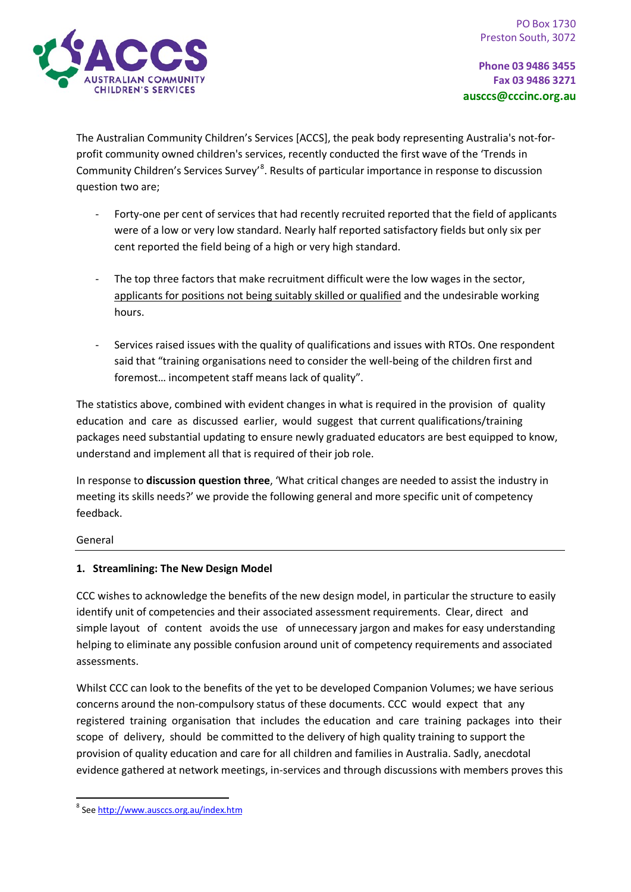PO Box 1730
Preston South, 3072

**Phone 03 9486 3455**
**Fax 03 9486 3271**
**ausccs@cccinc.org.au**

The Australian Community Children's Services [ACCS], the peak body representing Australia's not-for-profit community owned children's services, recently conducted the first wave of the 'Trends in Community Children's Services Survey'[8]. Results of particular importance in response to discussion question two are;

- Forty-one per cent of services that had recently recruited reported that the field of applicants were of a low or very low standard. Nearly half reported satisfactory fields but only six per cent reported the field being of a high or very high standard.

- The top three factors that make recruitment difficult were the low wages in the sector, applicants for positions not being suitably skilled or qualified and the undesirable working hours.

- Services raised issues with the quality of qualifications and issues with RTOs. One respondent said that "training organisations need to consider the well-being of the children first and foremost… incompetent staff means lack of quality".

The statistics above, combined with evident changes in what is required in the provision of quality education and care as discussed earlier, would suggest that current qualifications/training packages need substantial updating to ensure newly graduated educators are best equipped to know, understand and implement all that is required of their job role.

In response to **discussion question three**, 'What critical changes are needed to assist the industry in meeting its skills needs?' we provide the following general and more specific unit of competency feedback.

General

**1. Streamlining: The New Design Model**

CCC wishes to acknowledge the benefits of the new design model, in particular the structure to easily identify unit of competencies and their associated assessment requirements. Clear, direct and simple layout of content avoids the use of unnecessary jargon and makes for easy understanding helping to eliminate any possible confusion around unit of competency requirements and associated assessments.

Whilst CCC can look to the benefits of the yet to be developed Companion Volumes; we have serious concerns around the non-compulsory status of these documents. CCC would expect that any registered training organisation that includes the education and care training packages into their scope of delivery, should be committed to the delivery of high quality training to support the provision of quality education and care for all children and families in Australia. Sadly, anecdotal evidence gathered at network meetings, in-services and through discussions with members proves this

[8] See http://www.ausccs.org.au/index.htm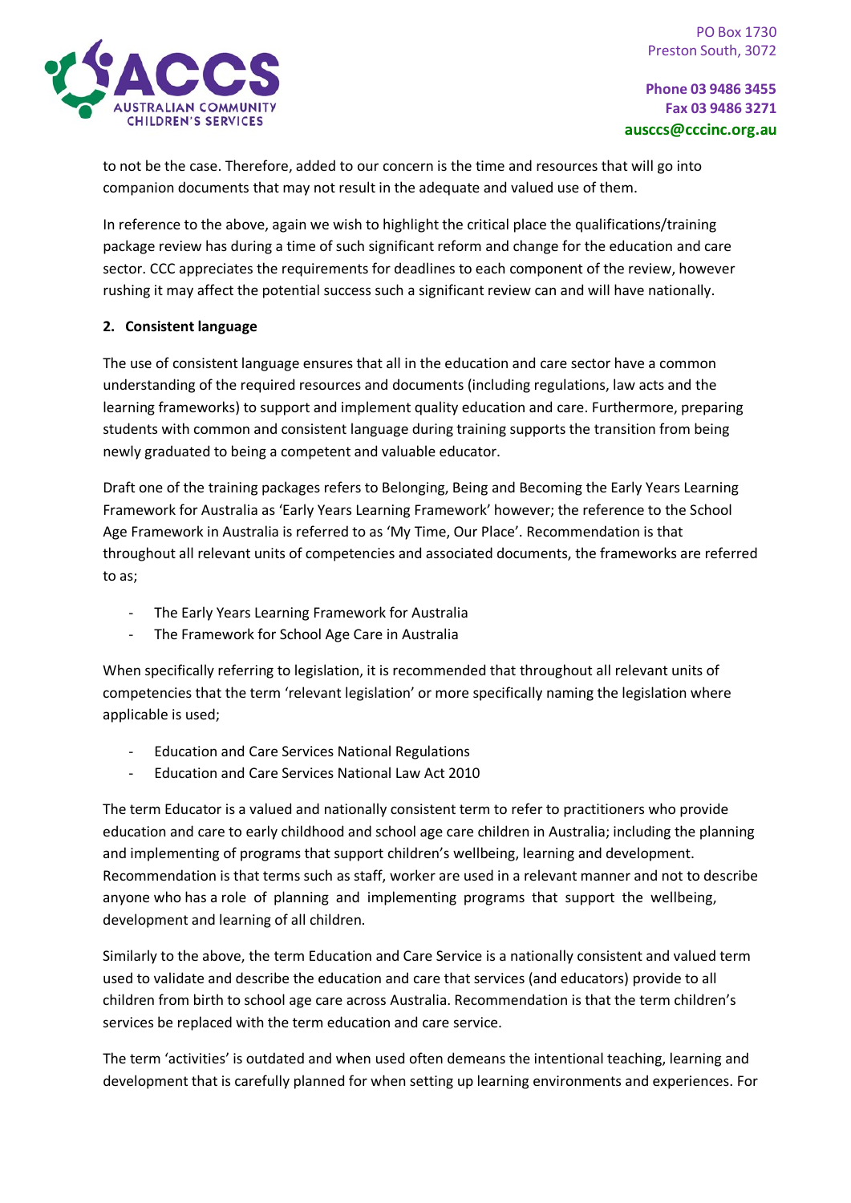to not be the case. Therefore, added to our concern is the time and resources that will go into companion documents that may not result in the adequate and valued use of them.

In reference to the above, again we wish to highlight the critical place the qualifications/training package review has during a time of such significant reform and change for the education and care sector. CCC appreciates the requirements for deadlines to each component of the review, however rushing it may affect the potential success such a significant review can and will have nationally.

**2. Consistent language**

The use of consistent language ensures that all in the education and care sector have a common understanding of the required resources and documents (including regulations, law acts and the learning frameworks) to support and implement quality education and care. Furthermore, preparing students with common and consistent language during training supports the transition from being newly graduated to being a competent and valuable educator.

Draft one of the training packages refers to Belonging, Being and Becoming the Early Years Learning Framework for Australia as 'Early Years Learning Framework' however; the reference to the School Age Framework in Australia is referred to as 'My Time, Our Place'. Recommendation is that throughout all relevant units of competencies and associated documents, the frameworks are referred to as;

- The Early Years Learning Framework for Australia
- The Framework for School Age Care in Australia

When specifically referring to legislation, it is recommended that throughout all relevant units of competencies that the term 'relevant legislation' or more specifically naming the legislation where applicable is used;

- Education and Care Services National Regulations
- Education and Care Services National Law Act 2010

The term Educator is a valued and nationally consistent term to refer to practitioners who provide education and care to early childhood and school age care children in Australia; including the planning and implementing of programs that support children's wellbeing, learning and development. Recommendation is that terms such as staff, worker are used in a relevant manner and not to describe anyone who has a role of planning and implementing programs that support the wellbeing, development and learning of all children.

Similarly to the above, the term Education and Care Service is a nationally consistent and valued term used to validate and describe the education and care that services (and educators) provide to all children from birth to school age care across Australia. Recommendation is that the term children's services be replaced with the term education and care service.

The term 'activities' is outdated and when used often demeans the intentional teaching, learning and development that is carefully planned for when setting up learning environments and experiences. For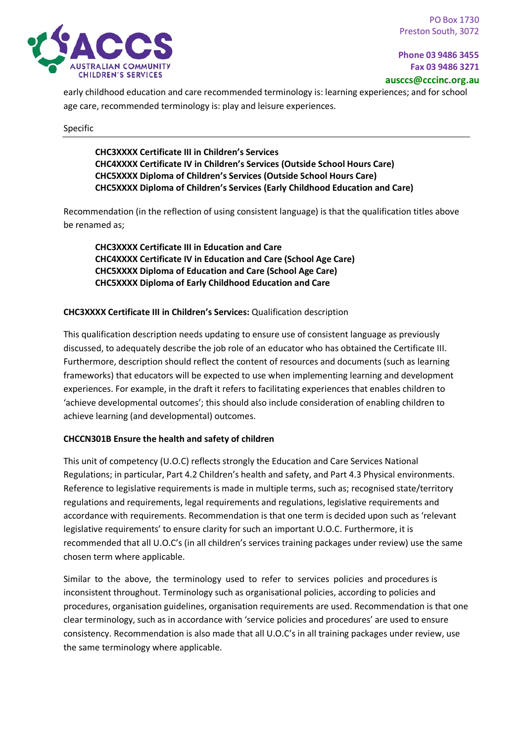early childhood education and care recommended terminology is: learning experiences; and for school age care, recommended terminology is: play and leisure experiences.

Specific

> **CHC3XXXX Certificate III in Children's Services**
> **CHC4XXXX Certificate IV in Children's Services (Outside School Hours Care)**
> **CHC5XXXX Diploma of Children's Services (Outside School Hours Care)**
> **CHC5XXXX Diploma of Children's Services (Early Childhood Education and Care)**

Recommendation (in the reflection of using consistent language) is that the qualification titles above be renamed as;

> **CHC3XXXX Certificate III in Education and Care**
> **CHC4XXXX Certificate IV in Education and Care (School Age Care)**
> **CHC5XXXX Diploma of Education and Care (School Age Care)**
> **CHC5XXXX Diploma of Early Childhood Education and Care**

**CHC3XXXX Certificate III in Children's Services:** Qualification description

This qualification description needs updating to ensure use of consistent language as previously discussed, to adequately describe the job role of an educator who has obtained the Certificate III. Furthermore, description should reflect the content of resources and documents (such as learning frameworks) that educators will be expected to use when implementing learning and development experiences. For example, in the draft it refers to facilitating experiences that enables children to 'achieve developmental outcomes'; this should also include consideration of enabling children to achieve learning (and developmental) outcomes.

**CHCCN301B Ensure the health and safety of children**

This unit of competency (U.O.C) reflects strongly the Education and Care Services National Regulations; in particular, Part 4.2 Children's health and safety, and Part 4.3 Physical environments. Reference to legislative requirements is made in multiple terms, such as; recognised state/territory regulations and requirements, legal requirements and regulations, legislative requirements and accordance with requirements. Recommendation is that one term is decided upon such as 'relevant legislative requirements' to ensure clarity for such an important U.O.C. Furthermore, it is recommended that all U.O.C's (in all children's services training packages under review) use the same chosen term where applicable.

Similar to the above, the terminology used to refer to services policies and procedures is inconsistent throughout. Terminology such as organisational policies, according to policies and procedures, organisation guidelines, organisation requirements are used. Recommendation is that one clear terminology, such as in accordance with 'service policies and procedures' are used to ensure consistency. Recommendation is also made that all U.O.C's in all training packages under review, use the same terminology where applicable.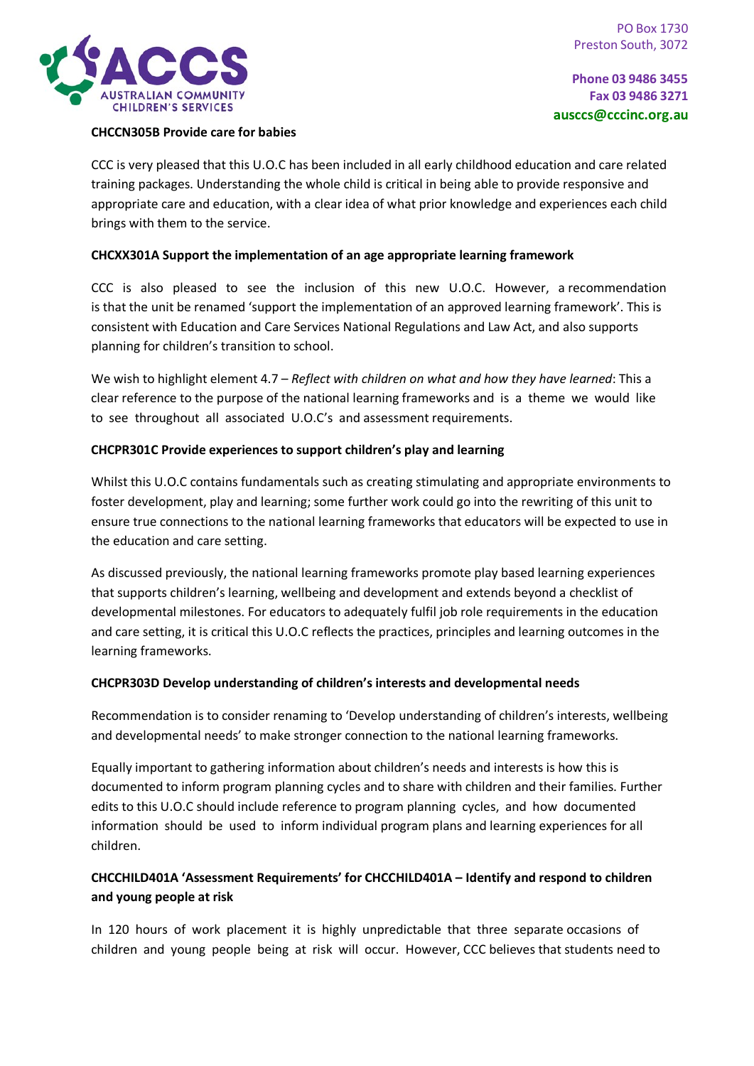**CHCCN305B Provide care for babies**

CCC is very pleased that this U.O.C has been included in all early childhood education and care related training packages. Understanding the whole child is critical in being able to provide responsive and appropriate care and education, with a clear idea of what prior knowledge and experiences each child brings with them to the service.

**CHCXX301A Support the implementation of an age appropriate learning framework**

CCC is also pleased to see the inclusion of this new U.O.C. However, a recommendation is that the unit be renamed 'support the implementation of an approved learning framework'. This is consistent with Education and Care Services National Regulations and Law Act, and also supports planning for children's transition to school.

We wish to highlight element 4.7 – *Reflect with children on what and how they have learned*: This a clear reference to the purpose of the national learning frameworks and is a theme we would like to see throughout all associated U.O.C's and assessment requirements.

**CHCPR301C Provide experiences to support children's play and learning**

Whilst this U.O.C contains fundamentals such as creating stimulating and appropriate environments to foster development, play and learning; some further work could go into the rewriting of this unit to ensure true connections to the national learning frameworks that educators will be expected to use in the education and care setting.

As discussed previously, the national learning frameworks promote play based learning experiences that supports children's learning, wellbeing and development and extends beyond a checklist of developmental milestones. For educators to adequately fulfil job role requirements in the education and care setting, it is critical this U.O.C reflects the practices, principles and learning outcomes in the learning frameworks.

**CHCPR303D Develop understanding of children's interests and developmental needs**

Recommendation is to consider renaming to 'Develop understanding of children's interests, wellbeing and developmental needs' to make stronger connection to the national learning frameworks.

Equally important to gathering information about children's needs and interests is how this is documented to inform program planning cycles and to share with children and their families. Further edits to this U.O.C should include reference to program planning cycles, and how documented information should be used to inform individual program plans and learning experiences for all children.

**CHCCHILD401A 'Assessment Requirements' for CHCCHILD401A – Identify and respond to children and young people at risk**

In 120 hours of work placement it is highly unpredictable that three separate occasions of children and young people being at risk will occur. However, CCC believes that students need to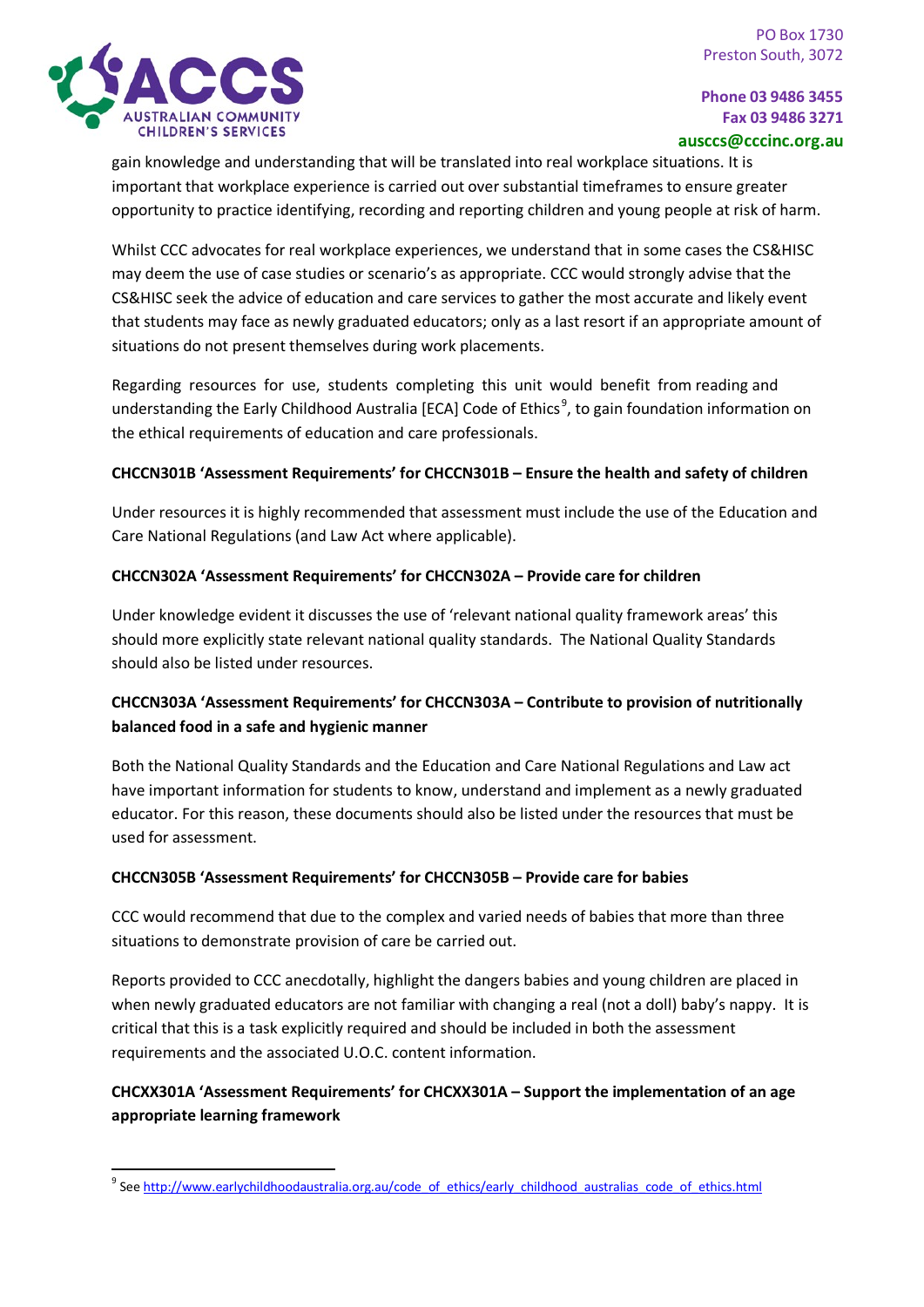gain knowledge and understanding that will be translated into real workplace situations. It is important that workplace experience is carried out over substantial timeframes to ensure greater opportunity to practice identifying, recording and reporting children and young people at risk of harm.

Whilst CCC advocates for real workplace experiences, we understand that in some cases the CS&HISC may deem the use of case studies or scenario's as appropriate. CCC would strongly advise that the CS&HISC seek the advice of education and care services to gather the most accurate and likely event that students may face as newly graduated educators; only as a last resort if an appropriate amount of situations do not present themselves during work placements.

Regarding resources for use, students completing this unit would benefit from reading and understanding the Early Childhood Australia [ECA] Code of Ethics[9], to gain foundation information on the ethical requirements of education and care professionals.

**CHCCN301B 'Assessment Requirements' for CHCCN301B – Ensure the health and safety of children**

Under resources it is highly recommended that assessment must include the use of the Education and Care National Regulations (and Law Act where applicable).

**CHCCN302A 'Assessment Requirements' for CHCCN302A – Provide care for children**

Under knowledge evident it discusses the use of 'relevant national quality framework areas' this should more explicitly state relevant national quality standards. The National Quality Standards should also be listed under resources.

**CHCCN303A 'Assessment Requirements' for CHCCN303A – Contribute to provision of nutritionally balanced food in a safe and hygienic manner**

Both the National Quality Standards and the Education and Care National Regulations and Law act have important information for students to know, understand and implement as a newly graduated educator. For this reason, these documents should also be listed under the resources that must be used for assessment.

**CHCCN305B 'Assessment Requirements' for CHCCN305B – Provide care for babies**

CCC would recommend that due to the complex and varied needs of babies that more than three situations to demonstrate provision of care be carried out.

Reports provided to CCC anecdotally, highlight the dangers babies and young children are placed in when newly graduated educators are not familiar with changing a real (not a doll) baby's nappy. It is critical that this is a task explicitly required and should be included in both the assessment requirements and the associated U.O.C. content information.

**CHCXX301A 'Assessment Requirements' for CHCXX301A – Support the implementation of an age appropriate learning framework**

---

[9] See http://www.earlychildhoodaustralia.org.au/code_of_ethics/early_childhood_australias_code_of_ethics.html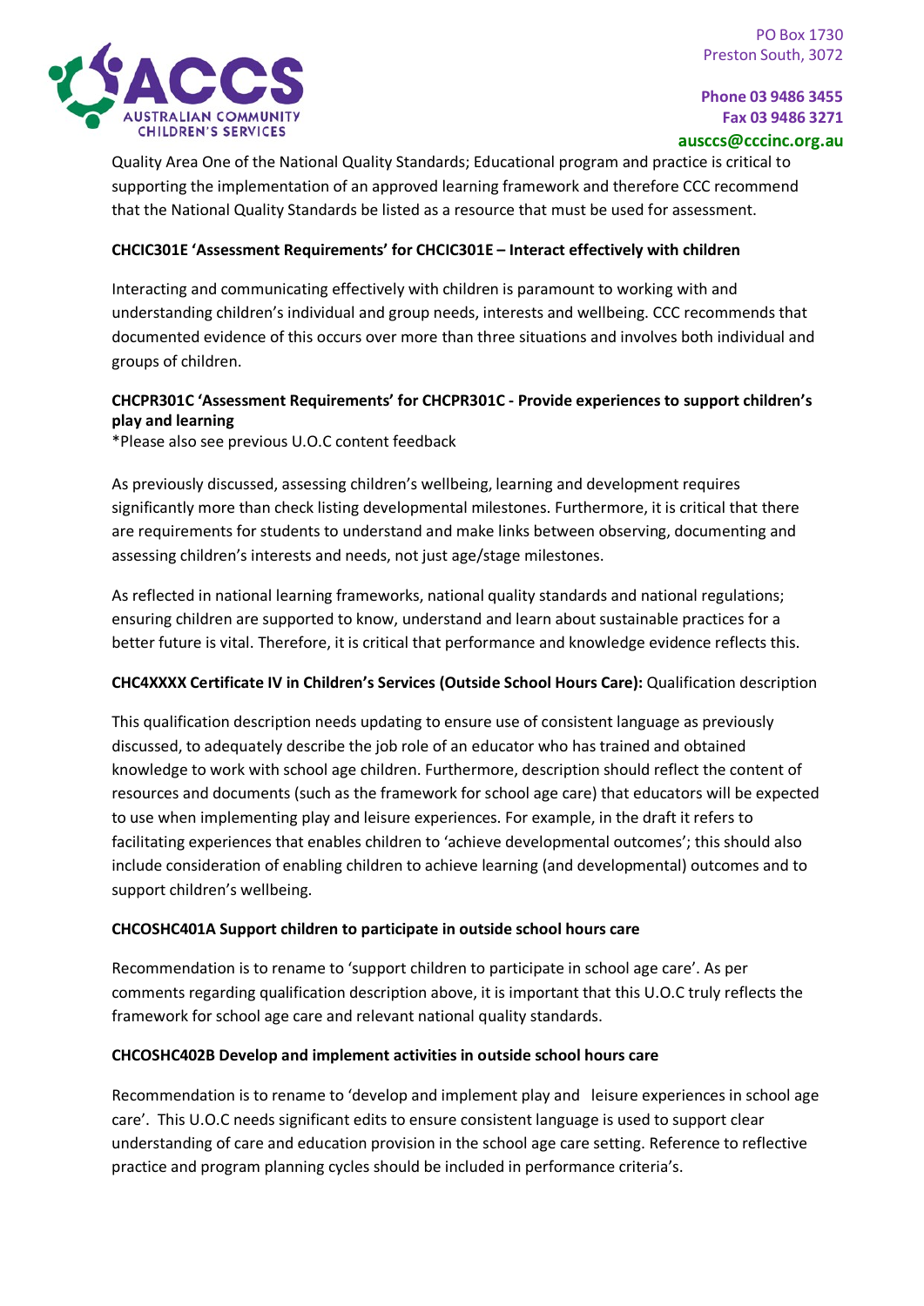Quality Area One of the National Quality Standards; Educational program and practice is critical to supporting the implementation of an approved learning framework and therefore CCC recommend that the National Quality Standards be listed as a resource that must be used for assessment.

**CHCIC301E 'Assessment Requirements' for CHCIC301E – Interact effectively with children**

Interacting and communicating effectively with children is paramount to working with and understanding children's individual and group needs, interests and wellbeing. CCC recommends that documented evidence of this occurs over more than three situations and involves both individual and groups of children.

**CHCPR301C 'Assessment Requirements' for CHCPR301C - Provide experiences to support children's play and learning**

*Please also see previous U.O.C content feedback

As previously discussed, assessing children's wellbeing, learning and development requires significantly more than check listing developmental milestones. Furthermore, it is critical that there are requirements for students to understand and make links between observing, documenting and assessing children's interests and needs, not just age/stage milestones.

As reflected in national learning frameworks, national quality standards and national regulations; ensuring children are supported to know, understand and learn about sustainable practices for a better future is vital. Therefore, it is critical that performance and knowledge evidence reflects this.

**CHC4XXXX Certificate IV in Children's Services (Outside School Hours Care):** Qualification description

This qualification description needs updating to ensure use of consistent language as previously discussed, to adequately describe the job role of an educator who has trained and obtained knowledge to work with school age children. Furthermore, description should reflect the content of resources and documents (such as the framework for school age care) that educators will be expected to use when implementing play and leisure experiences. For example, in the draft it refers to facilitating experiences that enables children to 'achieve developmental outcomes'; this should also include consideration of enabling children to achieve learning (and developmental) outcomes and to support children's wellbeing.

**CHCOSHC401A Support children to participate in outside school hours care**

Recommendation is to rename to 'support children to participate in school age care'. As per comments regarding qualification description above, it is important that this U.O.C truly reflects the framework for school age care and relevant national quality standards.

**CHCOSHC402B Develop and implement activities in outside school hours care**

Recommendation is to rename to 'develop and implement play and leisure experiences in school age care'. This U.O.C needs significant edits to ensure consistent language is used to support clear understanding of care and education provision in the school age care setting. Reference to reflective practice and program planning cycles should be included in performance criteria's.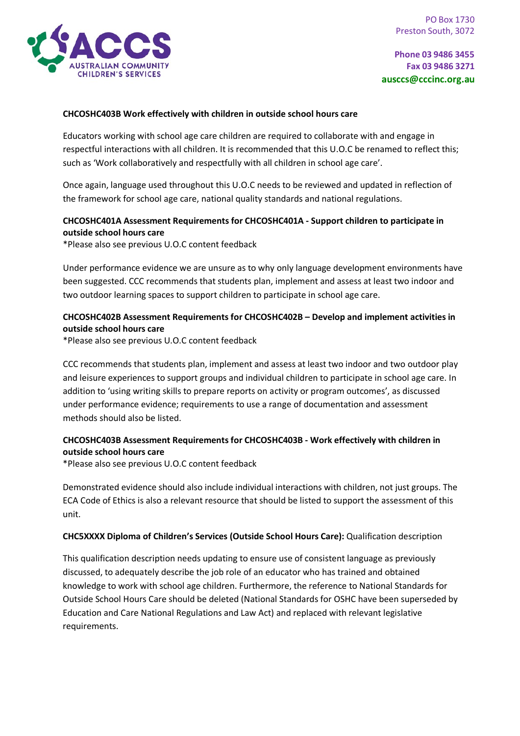**CHCOSHC403B Work effectively with children in outside school hours care**

Educators working with school age care children are required to collaborate with and engage in respectful interactions with all children. It is recommended that this U.O.C be renamed to reflect this; such as 'Work collaboratively and respectfully with all children in school age care'.

Once again, language used throughout this U.O.C needs to be reviewed and updated in reflection of the framework for school age care, national quality standards and national regulations.

**CHCOSHC401A Assessment Requirements for CHCOSHC401A - Support children to participate in outside school hours care**
*Please also see previous U.O.C content feedback

Under performance evidence we are unsure as to why only language development environments have been suggested. CCC recommends that students plan, implement and assess at least two indoor and two outdoor learning spaces to support children to participate in school age care.

**CHCOSHC402B Assessment Requirements for CHCOSHC402B – Develop and implement activities in outside school hours care**
*Please also see previous U.O.C content feedback

CCC recommends that students plan, implement and assess at least two indoor and two outdoor play and leisure experiences to support groups and individual children to participate in school age care. In addition to 'using writing skills to prepare reports on activity or program outcomes', as discussed under performance evidence; requirements to use a range of documentation and assessment methods should also be listed.

**CHCOSHC403B Assessment Requirements for CHCOSHC403B - Work effectively with children in outside school hours care**
*Please also see previous U.O.C content feedback

Demonstrated evidence should also include individual interactions with children, not just groups. The ECA Code of Ethics is also a relevant resource that should be listed to support the assessment of this unit.

**CHC5XXXX Diploma of Children's Services (Outside School Hours Care):** Qualification description

This qualification description needs updating to ensure use of consistent language as previously discussed, to adequately describe the job role of an educator who has trained and obtained knowledge to work with school age children. Furthermore, the reference to National Standards for Outside School Hours Care should be deleted (National Standards for OSHC have been superseded by Education and Care National Regulations and Law Act) and replaced with relevant legislative requirements.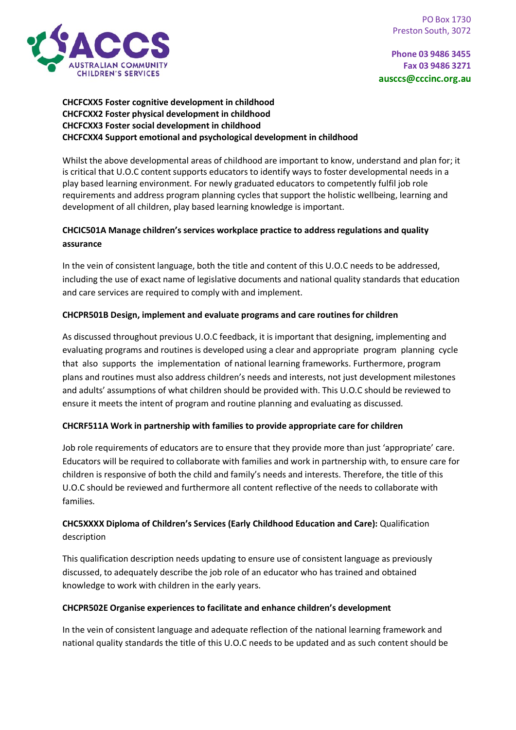**CHCFCXX5 Foster cognitive development in childhood**
**CHCFCXX2 Foster physical development in childhood**
**CHCFCXX3 Foster social development in childhood**
**CHCFCXX4 Support emotional and psychological development in childhood**

Whilst the above developmental areas of childhood are important to know, understand and plan for; it is critical that U.O.C content supports educators to identify ways to foster developmental needs in a play based learning environment. For newly graduated educators to competently fulfil job role requirements and address program planning cycles that support the holistic wellbeing, learning and development of all children, play based learning knowledge is important.

**CHCIC501A Manage children's services workplace practice to address regulations and quality assurance**

In the vein of consistent language, both the title and content of this U.O.C needs to be addressed, including the use of exact name of legislative documents and national quality standards that education and care services are required to comply with and implement.

**CHCPR501B Design, implement and evaluate programs and care routines for children**

As discussed throughout previous U.O.C feedback, it is important that designing, implementing and evaluating programs and routines is developed using a clear and appropriate program planning cycle that also supports the implementation of national learning frameworks. Furthermore, program plans and routines must also address children's needs and interests, not just development milestones and adults' assumptions of what children should be provided with. This U.O.C should be reviewed to ensure it meets the intent of program and routine planning and evaluating as discussed.

**CHCRF511A Work in partnership with families to provide appropriate care for children**

Job role requirements of educators are to ensure that they provide more than just 'appropriate' care. Educators will be required to collaborate with families and work in partnership with, to ensure care for children is responsive of both the child and family's needs and interests. Therefore, the title of this U.O.C should be reviewed and furthermore all content reflective of the needs to collaborate with families.

**CHC5XXXX Diploma of Children's Services (Early Childhood Education and Care):** Qualification description

This qualification description needs updating to ensure use of consistent language as previously discussed, to adequately describe the job role of an educator who has trained and obtained knowledge to work with children in the early years.

**CHCPR502E Organise experiences to facilitate and enhance children's development**

In the vein of consistent language and adequate reflection of the national learning framework and national quality standards the title of this U.O.C needs to be updated and as such content should be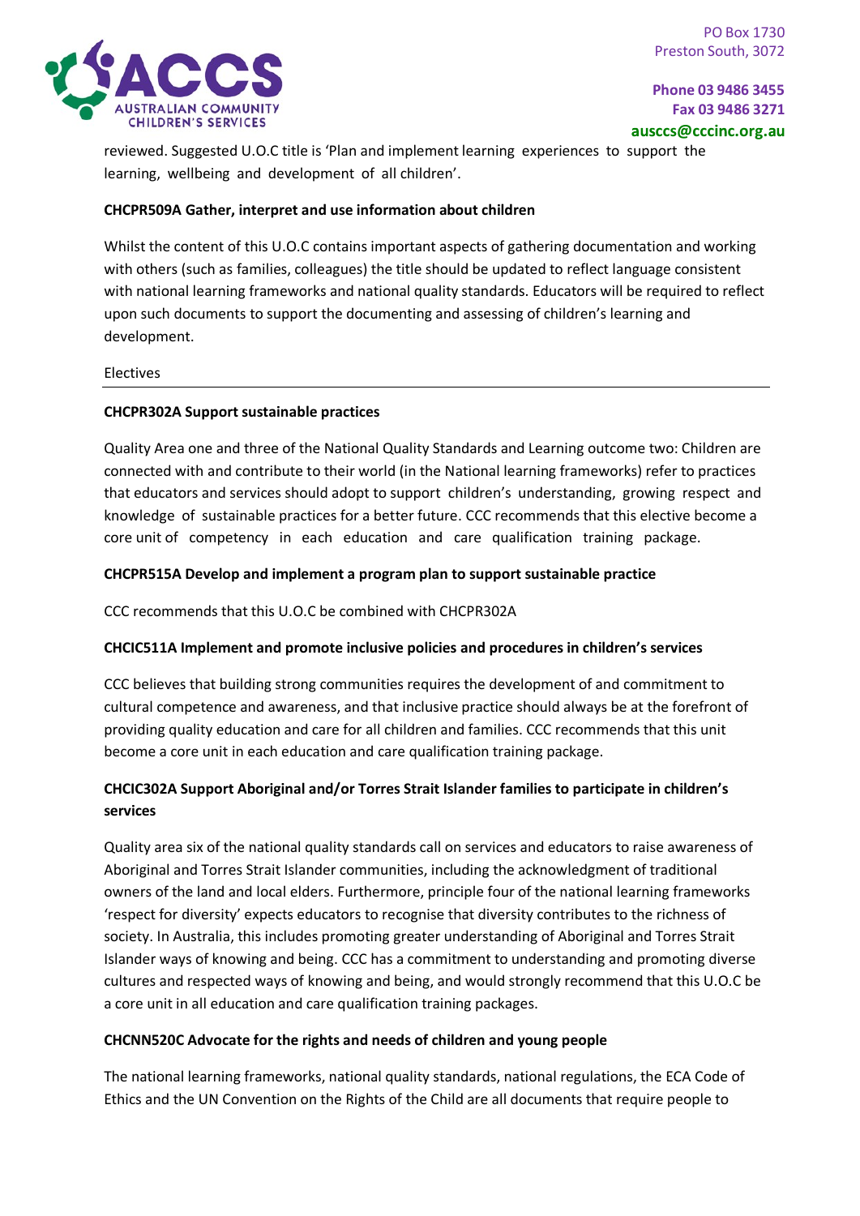reviewed. Suggested U.O.C title is 'Plan and implement learning experiences to support the learning, wellbeing and development of all children'.

**CHCPR509A Gather, interpret and use information about children**

Whilst the content of this U.O.C contains important aspects of gathering documentation and working with others (such as families, colleagues) the title should be updated to reflect language consistent with national learning frameworks and national quality standards. Educators will be required to reflect upon such documents to support the documenting and assessing of children's learning and development.

Electives

---

**CHCPR302A Support sustainable practices**

Quality Area one and three of the National Quality Standards and Learning outcome two: Children are connected with and contribute to their world (in the National learning frameworks) refer to practices that educators and services should adopt to support children's understanding, growing respect and knowledge of sustainable practices for a better future. CCC recommends that this elective become a core unit of competency in each education and care qualification training package.

**CHCPR515A Develop and implement a program plan to support sustainable practice**

CCC recommends that this U.O.C be combined with CHCPR302A

**CHCIC511A Implement and promote inclusive policies and procedures in children's services**

CCC believes that building strong communities requires the development of and commitment to cultural competence and awareness, and that inclusive practice should always be at the forefront of providing quality education and care for all children and families. CCC recommends that this unit become a core unit in each education and care qualification training package.

**CHCIC302A Support Aboriginal and/or Torres Strait Islander families to participate in children's services**

Quality area six of the national quality standards call on services and educators to raise awareness of Aboriginal and Torres Strait Islander communities, including the acknowledgment of traditional owners of the land and local elders. Furthermore, principle four of the national learning frameworks 'respect for diversity' expects educators to recognise that diversity contributes to the richness of society. In Australia, this includes promoting greater understanding of Aboriginal and Torres Strait Islander ways of knowing and being. CCC has a commitment to understanding and promoting diverse cultures and respected ways of knowing and being, and would strongly recommend that this U.O.C be a core unit in all education and care qualification training packages.

**CHCNN520C Advocate for the rights and needs of children and young people**

The national learning frameworks, national quality standards, national regulations, the ECA Code of Ethics and the UN Convention on the Rights of the Child are all documents that require people to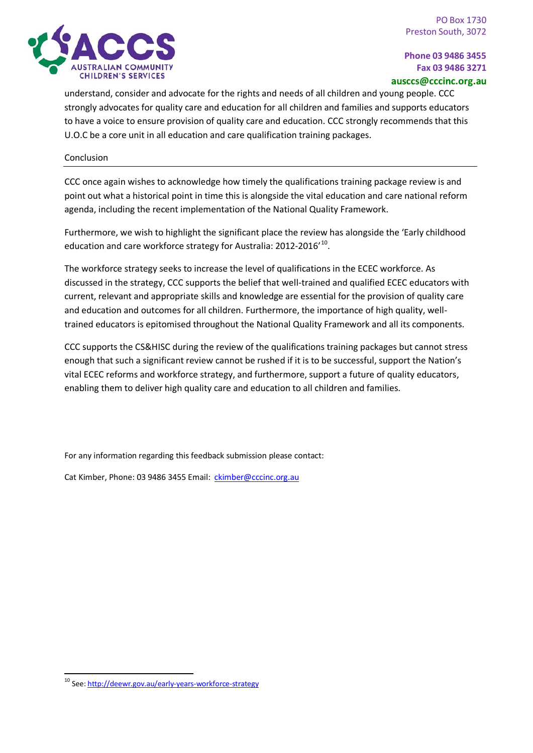understand, consider and advocate for the rights and needs of all children and young people. CCC strongly advocates for quality care and education for all children and families and supports educators to have a voice to ensure provision of quality care and education. CCC strongly recommends that this U.O.C be a core unit in all education and care qualification training packages.

## Conclusion

CCC once again wishes to acknowledge how timely the qualifications training package review is and point out what a historical point in time this is alongside the vital education and care national reform agenda, including the recent implementation of the National Quality Framework.

Furthermore, we wish to highlight the significant place the review has alongside the 'Early childhood education and care workforce strategy for Australia: 2012-2016'[10].

The workforce strategy seeks to increase the level of qualifications in the ECEC workforce. As discussed in the strategy, CCC supports the belief that well-trained and qualified ECEC educators with current, relevant and appropriate skills and knowledge are essential for the provision of quality care and education and outcomes for all children. Furthermore, the importance of high quality, well-trained educators is epitomised throughout the National Quality Framework and all its components.

CCC supports the CS&HISC during the review of the qualifications training packages but cannot stress enough that such a significant review cannot be rushed if it is to be successful, support the Nation's vital ECEC reforms and workforce strategy, and furthermore, support a future of quality educators, enabling them to deliver high quality care and education to all children and families.

For any information regarding this feedback submission please contact:

Cat Kimber, Phone: 03 9486 3455 Email: ckimber@cccinc.org.au

[10] See: http://deewr.gov.au/early-years-workforce-strategy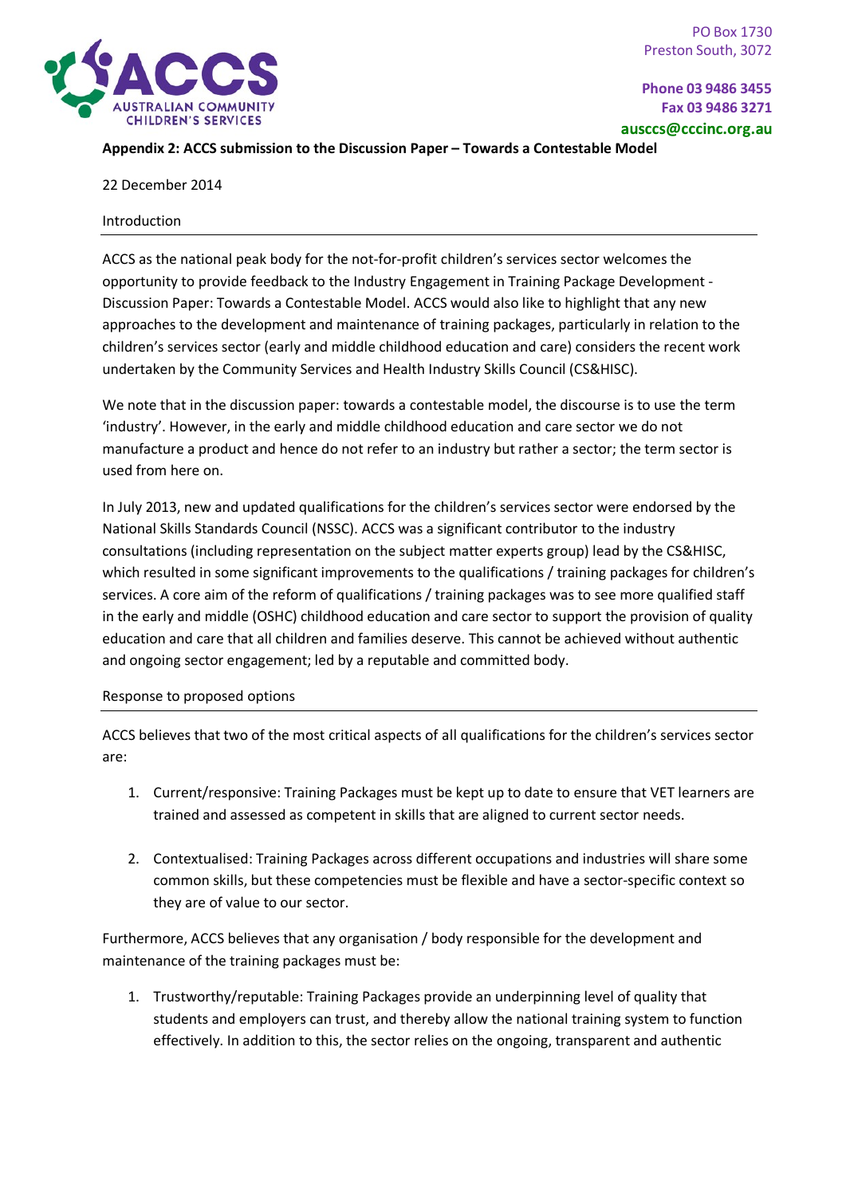PO Box 1730
Preston South, 3072

**Phone 03 9486 3455**
**Fax 03 9486 3271**
**ausccs@cccinc.org.au**

**Appendix 2: ACCS submission to the Discussion Paper – Towards a Contestable Model**

22 December 2014

## Introduction

ACCS as the national peak body for the not-for-profit children's services sector welcomes the opportunity to provide feedback to the Industry Engagement in Training Package Development - Discussion Paper: Towards a Contestable Model. ACCS would also like to highlight that any new approaches to the development and maintenance of training packages, particularly in relation to the children's services sector (early and middle childhood education and care) considers the recent work undertaken by the Community Services and Health Industry Skills Council (CS&HISC).

We note that in the discussion paper: towards a contestable model, the discourse is to use the term 'industry'. However, in the early and middle childhood education and care sector we do not manufacture a product and hence do not refer to an industry but rather a sector; the term sector is used from here on.

In July 2013, new and updated qualifications for the children's services sector were endorsed by the National Skills Standards Council (NSSC). ACCS was a significant contributor to the industry consultations (including representation on the subject matter experts group) lead by the CS&HISC, which resulted in some significant improvements to the qualifications / training packages for children's services. A core aim of the reform of qualifications / training packages was to see more qualified staff in the early and middle (OSHC) childhood education and care sector to support the provision of quality education and care that all children and families deserve. This cannot be achieved without authentic and ongoing sector engagement; led by a reputable and committed body.

## Response to proposed options

ACCS believes that two of the most critical aspects of all qualifications for the children's services sector are:

1. Current/responsive: Training Packages must be kept up to date to ensure that VET learners are trained and assessed as competent in skills that are aligned to current sector needs.

2. Contextualised: Training Packages across different occupations and industries will share some common skills, but these competencies must be flexible and have a sector-specific context so they are of value to our sector.

Furthermore, ACCS believes that any organisation / body responsible for the development and maintenance of the training packages must be:

1. Trustworthy/reputable: Training Packages provide an underpinning level of quality that students and employers can trust, and thereby allow the national training system to function effectively. In addition to this, the sector relies on the ongoing, transparent and authentic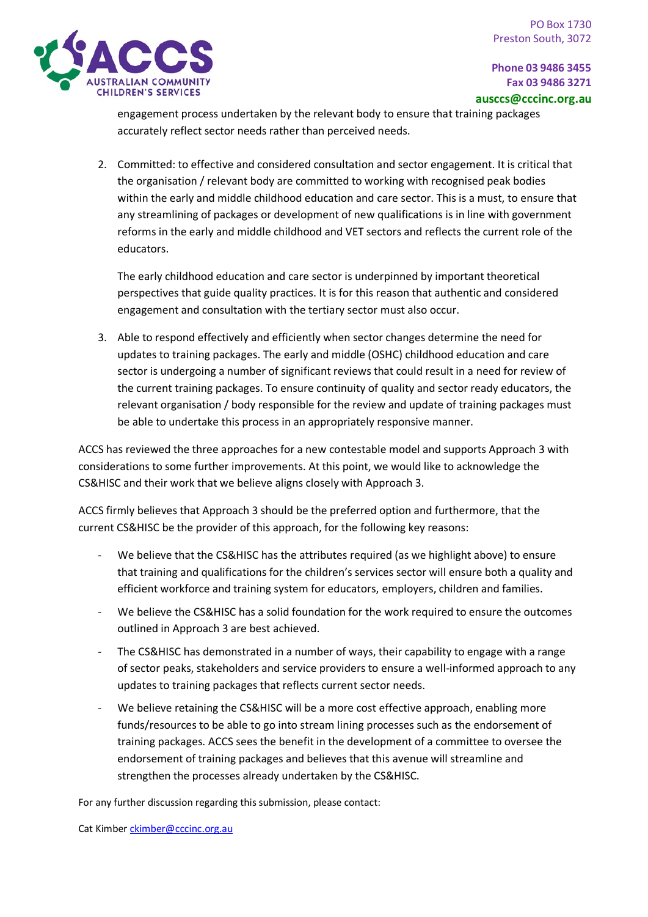engagement process undertaken by the relevant body to ensure that training packages accurately reflect sector needs rather than perceived needs.

2. Committed: to effective and considered consultation and sector engagement. It is critical that the organisation / relevant body are committed to working with recognised peak bodies within the early and middle childhood education and care sector. This is a must, to ensure that any streamlining of packages or development of new qualifications is in line with government reforms in the early and middle childhood and VET sectors and reflects the current role of the educators.

   The early childhood education and care sector is underpinned by important theoretical perspectives that guide quality practices. It is for this reason that authentic and considered engagement and consultation with the tertiary sector must also occur.

3. Able to respond effectively and efficiently when sector changes determine the need for updates to training packages. The early and middle (OSHC) childhood education and care sector is undergoing a number of significant reviews that could result in a need for review of the current training packages. To ensure continuity of quality and sector ready educators, the relevant organisation / body responsible for the review and update of training packages must be able to undertake this process in an appropriately responsive manner.

ACCS has reviewed the three approaches for a new contestable model and supports Approach 3 with considerations to some further improvements. At this point, we would like to acknowledge the CS&HISC and their work that we believe aligns closely with Approach 3.

ACCS firmly believes that Approach 3 should be the preferred option and furthermore, that the current CS&HISC be the provider of this approach, for the following key reasons:

- We believe that the CS&HISC has the attributes required (as we highlight above) to ensure that training and qualifications for the children's services sector will ensure both a quality and efficient workforce and training system for educators, employers, children and families.
- We believe the CS&HISC has a solid foundation for the work required to ensure the outcomes outlined in Approach 3 are best achieved.
- The CS&HISC has demonstrated in a number of ways, their capability to engage with a range of sector peaks, stakeholders and service providers to ensure a well-informed approach to any updates to training packages that reflects current sector needs.
- We believe retaining the CS&HISC will be a more cost effective approach, enabling more funds/resources to be able to go into stream lining processes such as the endorsement of training packages. ACCS sees the benefit in the development of a committee to oversee the endorsement of training packages and believes that this avenue will streamline and strengthen the processes already undertaken by the CS&HISC.

For any further discussion regarding this submission, please contact:

Cat Kimber ckimber@cccinc.org.au